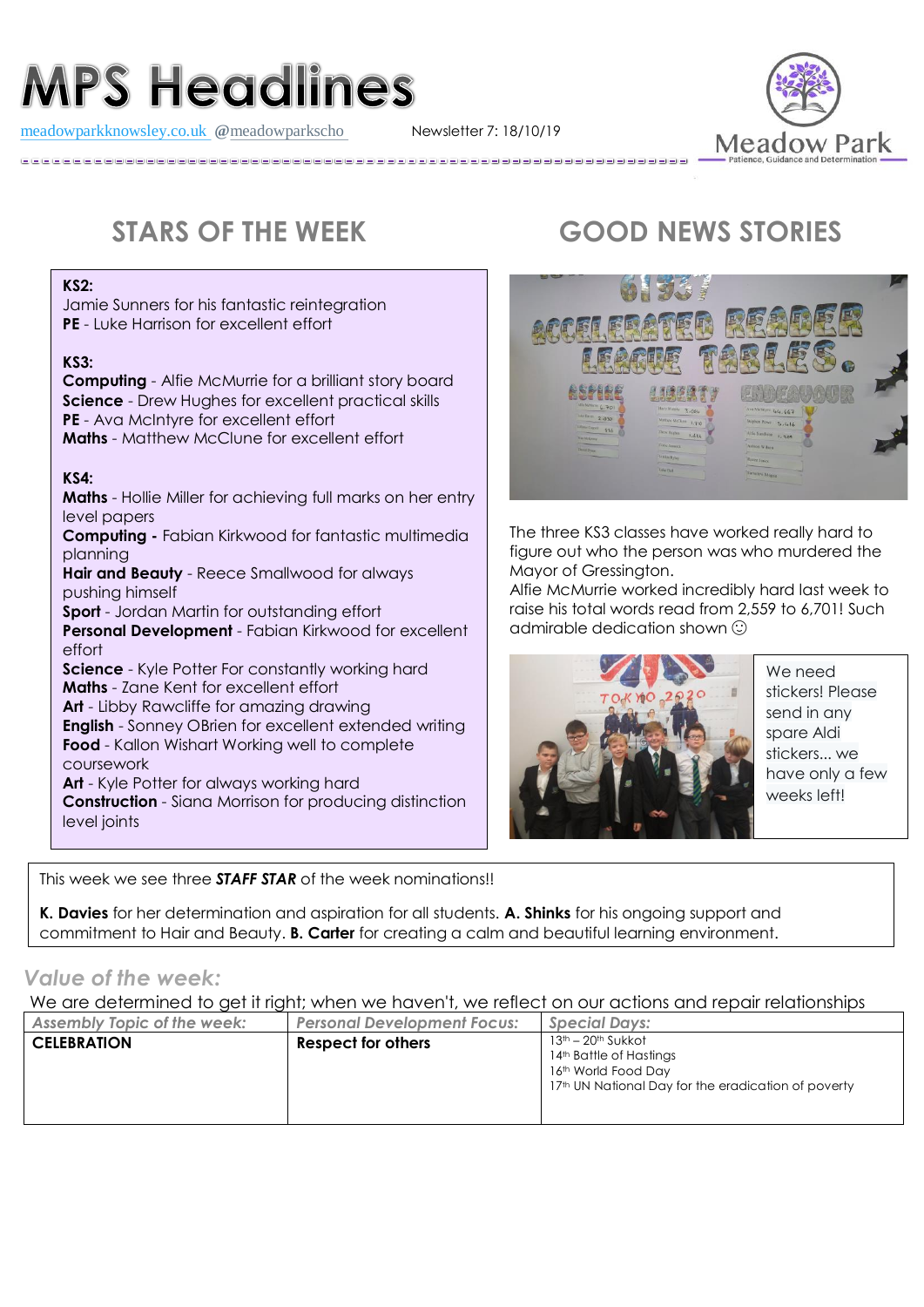# MPS Headlines

meadowparkknowsley.co.uk @meadowparkscho Newsletter 7: 18/10/19

Meadow Park
Patience, Guidance and Determination

## STARS OF THE WEEK

**KS2:**
Jamie Sunners for his fantastic reintegration
**PE** - Luke Harrison for excellent effort

**KS3:**
**Computing** - Alfie McMurrie for a brilliant story board
**Science** - Drew Hughes for excellent practical skills
**PE** - Ava McIntyre for excellent effort
**Maths** - Matthew McClune for excellent effort

**KS4:**
**Maths** - Hollie Miller for achieving full marks on her entry level papers
**Computing -** Fabian Kirkwood for fantastic multimedia planning
**Hair and Beauty** - Reece Smallwood for always pushing himself
**Sport** - Jordan Martin for outstanding effort
**Personal Development** - Fabian Kirkwood for excellent effort
**Science** - Kyle Potter For constantly working hard
**Maths** - Zane Kent for excellent effort
**Art** - Libby Rawcliffe for amazing drawing
**English** - Sonney OBrien for excellent extended writing
**Food** - Kallon Wishart Working well to complete coursework
**Art** - Kyle Potter for always working hard
**Construction** - Siana Morrison for producing distinction level joints

## GOOD NEWS STORIES

The three KS3 classes have worked really hard to figure out who the person was who murdered the Mayor of Gressington.
Alfie McMurrie worked incredibly hard last week to raise his total words read from 2,559 to 6,701! Such admirable dedication shown ☺

We need stickers! Please send in any spare Aldi stickers... we have only a few weeks left!

This week we see three ***STAFF STAR*** of the week nominations!!

**K. Davies** for her determination and aspiration for all students. **A. Shinks** for his ongoing support and commitment to Hair and Beauty. **B. Carter** for creating a calm and beautiful learning environment.

### *Value of the week:*

We are determined to get it right; when we haven't, we reflect on our actions and repair relationships

| *Assembly Topic of the week:* | *Personal Development Focus:* | *Special Days:* |
|---|---|---|
| **CELEBRATION** | **Respect for others** | 13th – 20th Sukkot<br>14th Battle of Hastings<br>16th World Food Day<br>17th UN National Day for the eradication of poverty |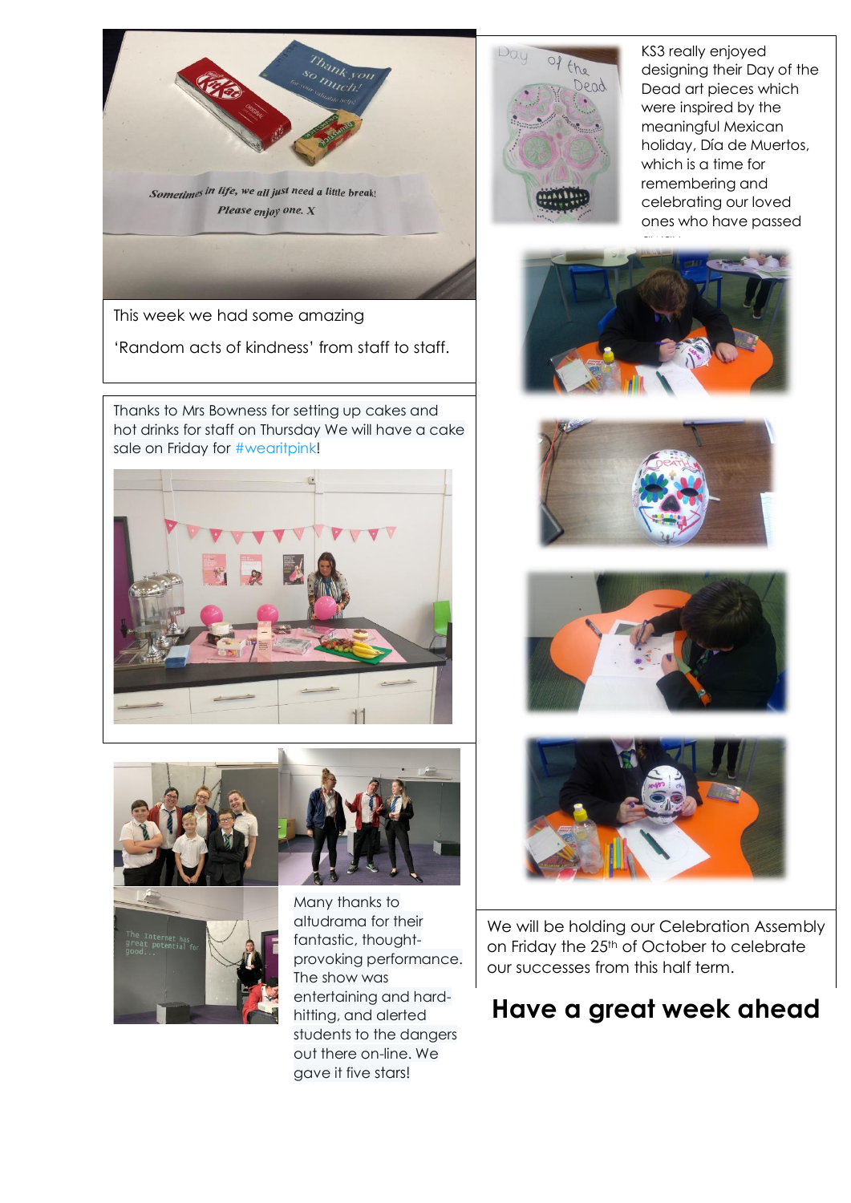This week we had some amazing

'Random acts of kindness' from staff to staff.

Thanks to Mrs Bowness for setting up cakes and hot drinks for staff on Thursday We will have a cake sale on Friday for #wearitpink!

Many thanks to altudrama for their fantastic, thought-provoking performance. The show was entertaining and hard-hitting, and alerted students to the dangers out there on-line. We gave it five stars!

KS3 really enjoyed designing their Day of the Dead art pieces which were inspired by the meaningful Mexican holiday, Día de Muertos, which is a time for remembering and celebrating our loved ones who have passed away.

We will be holding our Celebration Assembly on Friday the 25th of October to celebrate our successes from this half term.

# Have a great week ahead